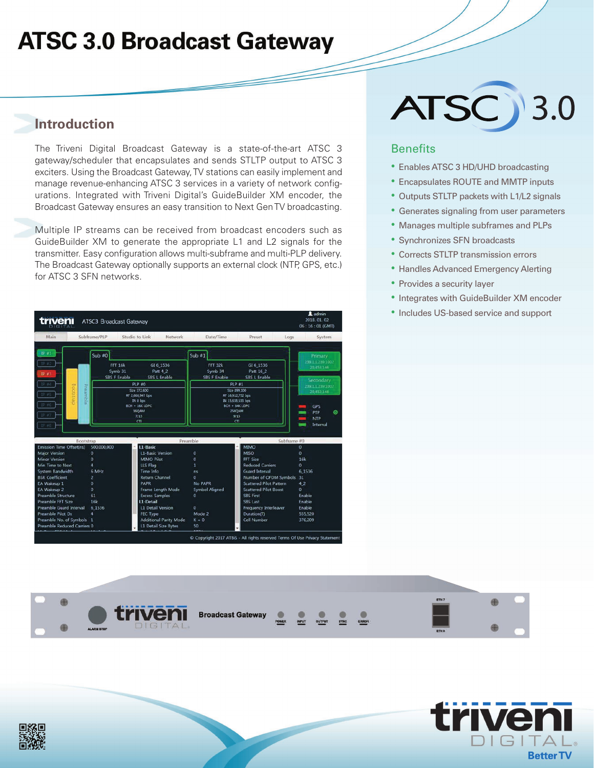# ATSC 3.0 Broadcast Gateway

## Introduction

The Triveni Digital Broadcast Gateway is a state-of-the-art ATSC 3 gateway/scheduler that encapsulates and sends STLTP output to ATSC 3 exciters. Using the Broadcast Gateway, TV stations can easily implement and manage revenue-enhancing ATSC 3 services in a variety of network configurations. Integrated with Triveni Digital's GuideBuilder XM encoder, the Broadcast Gateway ensures an easy transition to Next Gen TV broadcasting.

Multiple IP streams can be received from broadcast encoders such as GuideBuilder XM to generate the appropriate L1 and L2 signals for the transmitter. Easy configuration allows multi-subframe and multi-PLP delivery. The Broadcast Gateway optionally supports an external clock (NTP, GPS, etc.) for ATSC 3 SFN networks.

## Benefits

- Enables ATSC 3 HD/UHD broadcasting
- Encapsulates ROUTE and MMTP inputs
- Outputs STLTP packets with L1/L2 signals
- Generates signaling from user parameters
- Manages multiple subframes and PLPs
- Synchronizes SFN broadcasts
- Corrects STLTP transmission errors
- Handles Advanced Emergency Alerting
- Provides a security layer
- Integrates with GuideBuilder XM encoder
- Includes US-based service and support

triveni DIGITAL
Better TV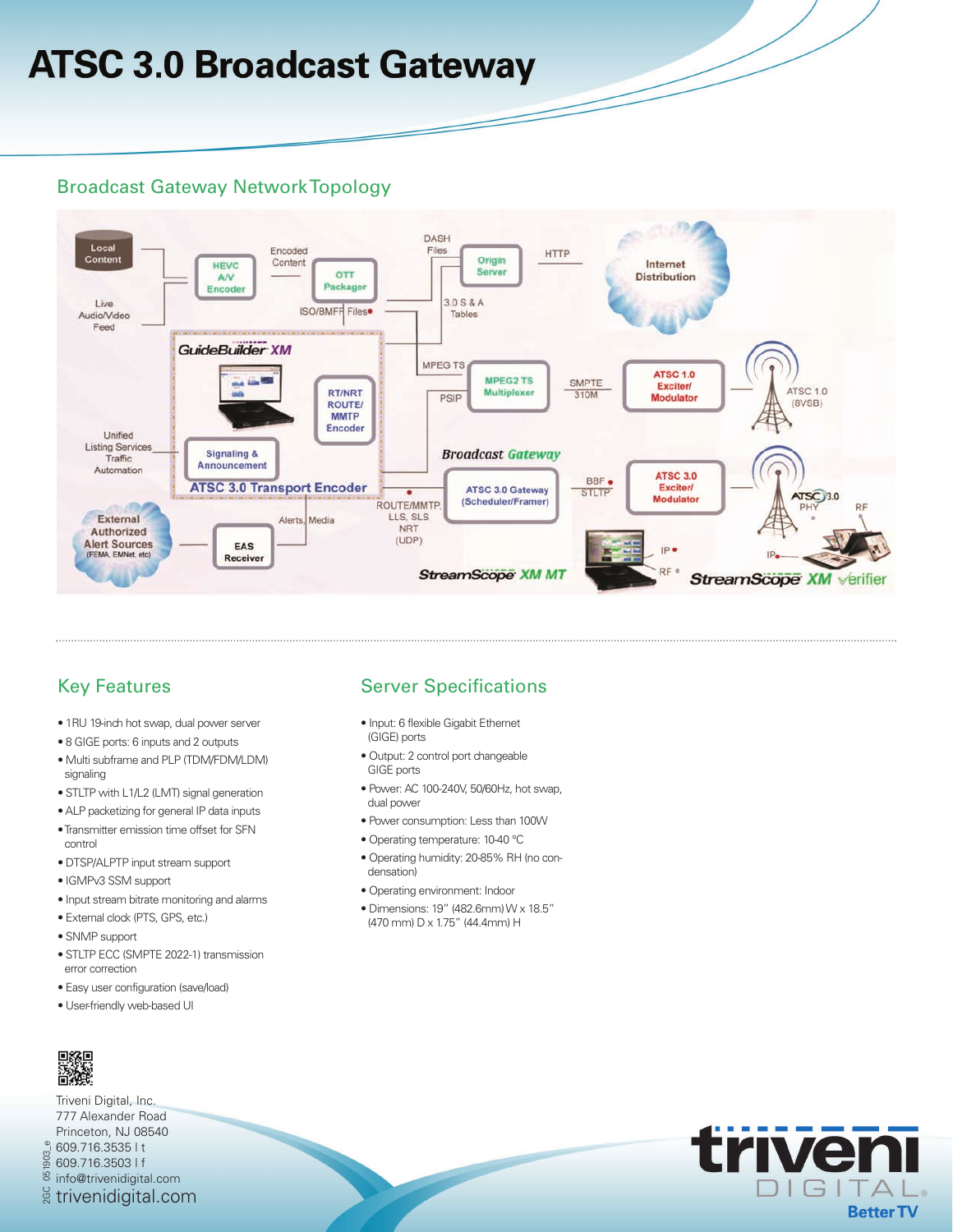# ATSC 3.0 Broadcast Gateway

## Broadcast Gateway Network Topology

Local Content
Live Audio/Video Feed
HEVC A/V Encoder
Encoded Content
OTT Packager
ISO/BMFF Files
DASH Files
Origin Server
HTTP
Internet Distribution
3.0 S & A Tables
GuideBuilder XM
RT/NRT ROUTE/ MMTP Encoder
MPEG TS
PSIP
MPEG2 TS Multiplexer
SMPTE 310M
ATSC 1.0 Exciter/ Modulator
ATSC 1.0 (8VSB)
Unified Listing Services Traffic Automation
Signaling & Announcement
ATSC 3.0 Transport Encoder
Broadcast Gateway
ATSC 3.0 Gateway (Scheduler/Framer)
BBF
STLTP
ATSC 3.0 Exciter/ Modulator
ATSC 3.0 PHY
RF
External Authorized Alert Sources (FEMA, EMNet, etc)
EAS Receiver
Alerts, Media
ROUTE/MMTP, LLS, SLS NRT (UDP)
IP
RF
IP
StreamScope XM MT
StreamScope XM Verifier

## Key Features

- 1RU 19-inch hot swap, dual power server
- 8 GIGE ports: 6 inputs and 2 outputs
- Multi subframe and PLP (TDM/FDM/LDM) signaling
- STLTP with L1/L2 (LMT) signal generation
- ALP packetizing for general IP data inputs
- Transmitter emission time offset for SFN control
- DTSP/ALPTP input stream support
- IGMPv3 SSM support
- Input stream bitrate monitoring and alarms
- External clock (PTS, GPS, etc.)
- SNMP support
- STLTP ECC (SMPTE 2022-1) transmission error correction
- Easy user configuration (save/load)
- User-friendly web-based UI

## Server Specifications

- Input: 6 flexible Gigabit Ethernet (GIGE) ports
- Output: 2 control port changeable GIGE ports
- Power: AC 100-240V, 50/60Hz, hot swap, dual power
- Power consumption: Less than 100W
- Operating temperature: 10-40 °C
- Operating humidity: 20-85% RH (no condensation)
- Operating environment: Indoor
- Dimensions: 19" (482.6mm) W x 18.5" (470 mm) D x 1.75" (44.4mm) H

Triveni Digital, Inc.
777 Alexander Road
Princeton, NJ 08540
609.716.3535 I t
609.716.3503 I f
info@trivenidigital.com
trivenidigital.com

2GC 051903_e

triveni DIGITAL
Better TV